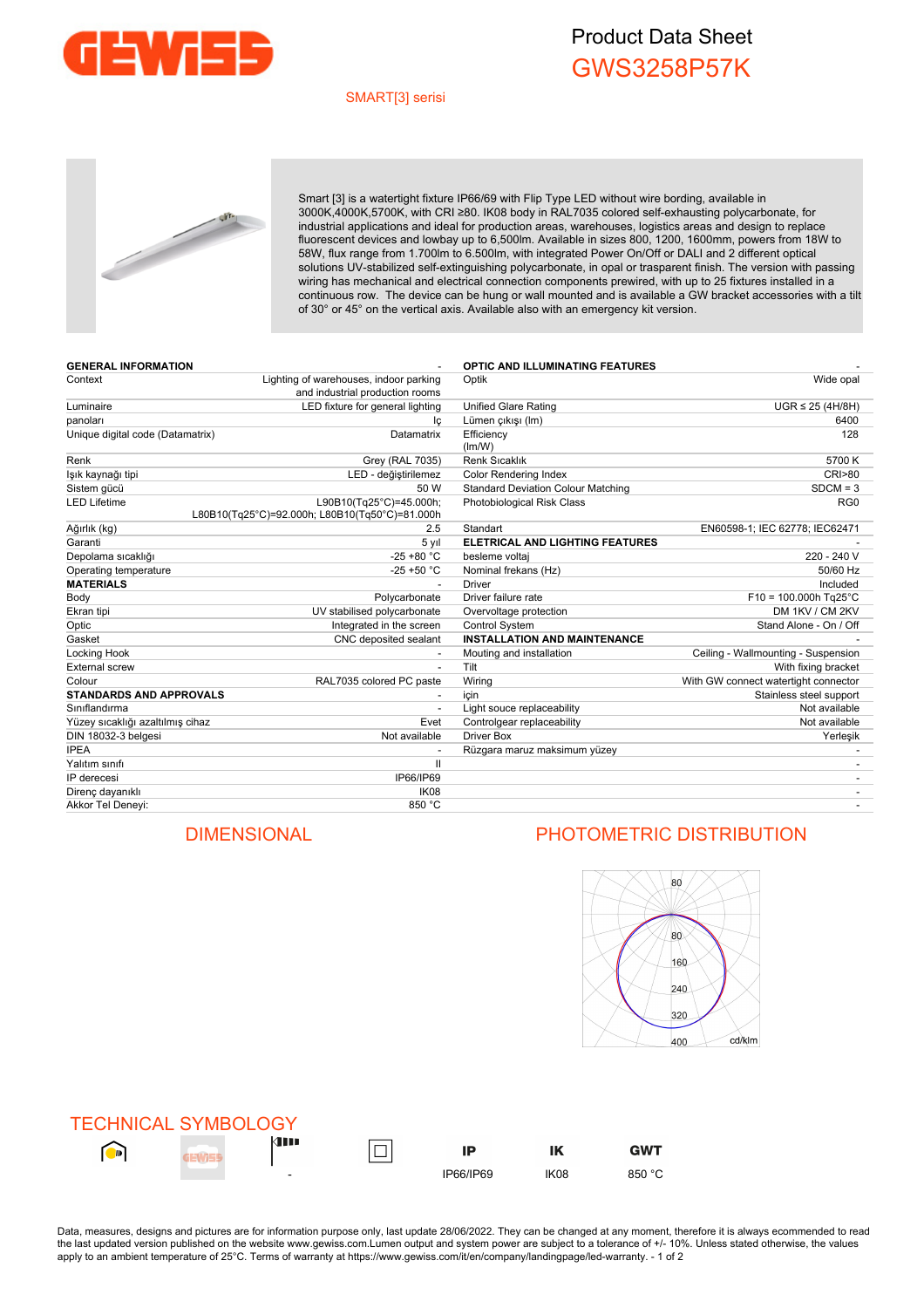# Product Data Sheet

## GWS3258P57K

SMART[3] serisi

Smart [3] is a watertight fixture IP66/69 with Flip Type LED without wire bording, available in 3000K,4000K,5700K, with CRI ≥80. IK08 body in RAL7035 colored self-exhausting polycarbonate, for industrial applications and ideal for production areas, warehouses, logistics areas and design to replace fluorescent devices and lowbay up to 6,500lm. Available in sizes 800, 1200, 1600mm, powers from 18W to 58W, flux range from 1.700lm to 6.500lm, with integrated Power On/Off or DALI and 2 different optical solutions UV-stabilized self-extinguishing polycarbonate, in opal or trasparent finish. The version with passing wiring has mechanical and electrical connection components prewired, with up to 25 fixtures installed in a continuous row. The device can be hung or wall mounted and is available a GW bracket accessories with a tilt of 30° or 45° on the vertical axis. Available also with an emergency kit version.

| **GENERAL INFORMATION** | - | **OPTIC AND ILLUMINATING FEATURES** | - |
|---|---|---|---|
| Context | Lighting of warehouses, indoor parking and industrial production rooms | Optik | Wide opal |
| Luminaire | LED fixture for general lighting | Unified Glare Rating | UGR ≤ 25 (4H/8H) |
| panoları | Iç | Lümen çıkışı (lm) | 6400 |
| Unique digital code (Datamatrix) | Datamatrix | Efficiency (lm/W) | 128 |
| Renk | Grey (RAL 7035) | Renk Sıcaklık | 5700 K |
| Işık kaynağı tipi | LED - değiştirilemez | Color Rendering Index | CRI>80 |
| Sistem gücü | 50 W | Standard Deviation Colour Matching | SDCM = 3 |
| LED Lifetime | L90B10(Tq25°C)=45.000h; L80B10(Tq25°C)=92.000h; L80B10(Tq50°C)=81.000h | Photobiological Risk Class | RG0 |
| Ağırlık (kg) | 2.5 | Standart | EN60598-1; IEC 62778; IEC62471 |
| Garanti | 5 yıl | **ELETRICAL AND LIGHTING FEATURES** | - |
| Depolama sıcaklığı | -25 +80 °C | besleme voltaj | 220 - 240 V |
| Operating temperature | -25 +50 °C | Nominal frekans (Hz) | 50/60 Hz |
| **MATERIALS** | - | Driver | Included |
| Body | Polycarbonate | Driver failure rate | F10 = 100.000h Tq25°C |
| Ekran tipi | UV stabilised polycarbonate | Overvoltage protection | DM 1KV / CM 2KV |
| Optic | Integrated in the screen | Control System | Stand Alone - On / Off |
| Gasket | CNC deposited sealant | **INSTALLATION AND MAINTENANCE** | - |
| Locking Hook | - | Mouting and installation | Ceiling - Wallmounting - Suspension |
| External screw | - | Tilt | With fixing bracket |
| Colour | RAL7035 colored PC paste | Wiring | With GW connect watertight connector |
| **STANDARDS AND APPROVALS** | - | için | Stainless steel support |
| Sınıflandırma | - | Light souce replaceability | Not available |
| Yüzey sıcaklığı azaltılmış cihaz | Evet | Controlgear replaceability | Not available |
| DIN 18032-3 belgesi | Not available | Driver Box | Yerleşik |
| IPEA | - | Rüzgara maruz maksimum yüzey | - |
| Yalıtım sınıfı | II | | - |
| IP derecesi | IP66/IP69 | | - |
| Direnç dayanıklı | IK08 | | - |
| Akkor Tel Deneyi: | 850 °C | | - |

## DIMENSIONAL

## PHOTOMETRIC DISTRIBUTION

## TECHNICAL SYMBOLOGY

| | | | | IP | IK | GWT |
|---|---|---|---|---|---|---|
| | | - | | IP66/IP69 | IK08 | 850 °C |

Data, measures, designs and pictures are for information purpose only, last update 28/06/2022. They can be changed at any moment, therefore it is always ecommended to read the last updated version published on the website www.gewiss.com.Lumen output and system power are subject to a tolerance of +/- 10%. Unless stated otherwise, the values apply to an ambient temperature of 25°C. Terms of warranty at https://www.gewiss.com/it/en/company/landingpage/led-warranty.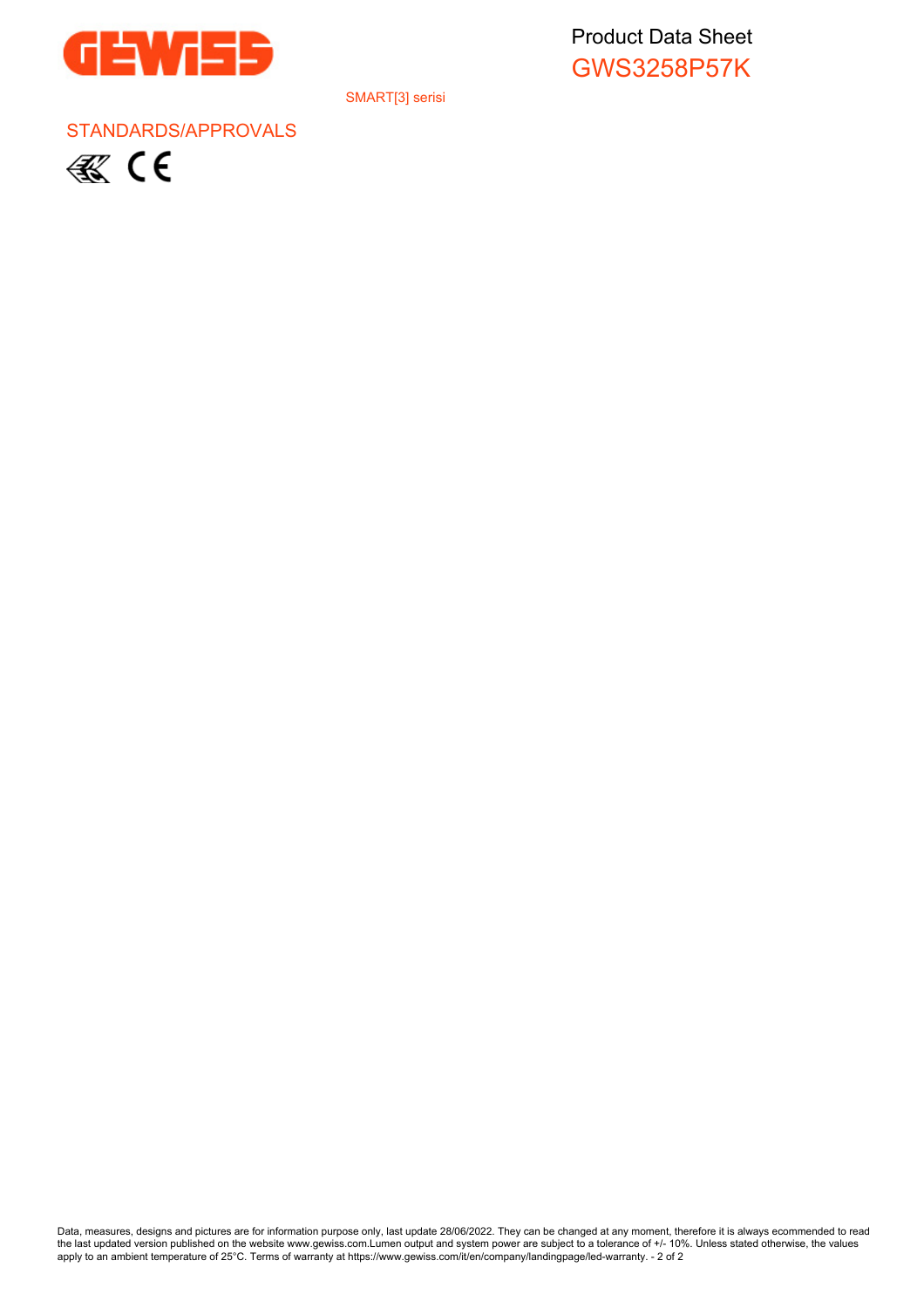Product Data Sheet

GWS3258P57K

SMART[3] serisi

## STANDARDS/APPROVALS

ENEC CE

Data, measures, designs and pictures are for information purpose only, last update 28/06/2022. They can be changed at any moment, therefore it is always ecommended to read the last updated version published on the website www.gewiss.com.Lumen output and system power are subject to a tolerance of +/- 10%. Unless stated otherwise, the values apply to an ambient temperature of 25°C. Terms of warranty at https://www.gewiss.com/it/en/company/landingpage/led-warranty.